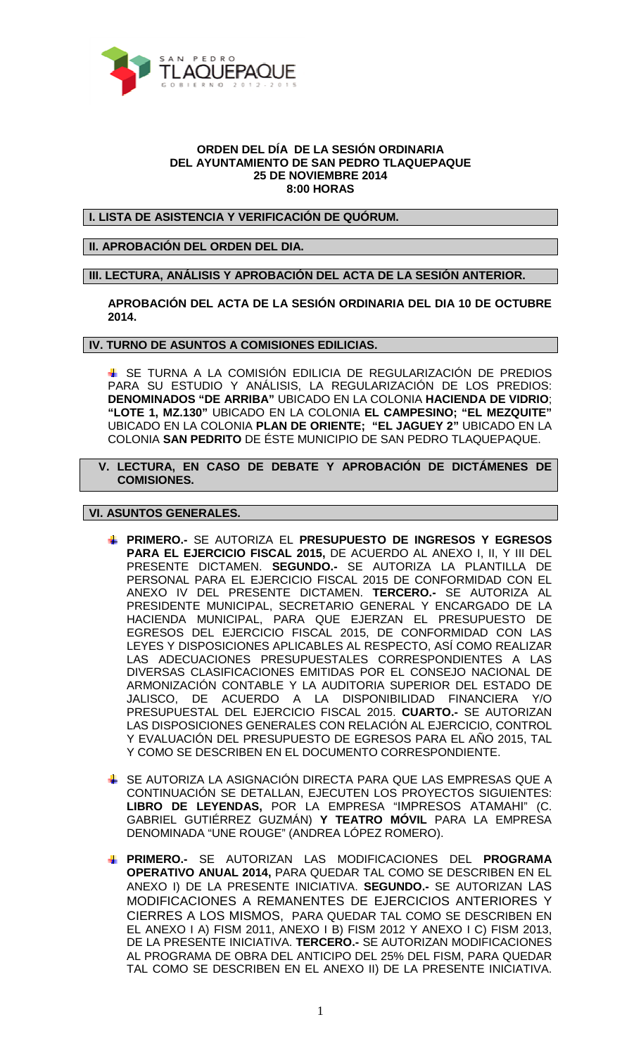**ORDEN DEL DÍA DE LA SESIÓN ORDINARIA**
**DEL AYUNTAMIENTO DE SAN PEDRO TLAQUEPAQUE**
**25 DE NOVIEMBRE 2014**
**8:00 HORAS**

## I. LISTA DE ASISTENCIA Y VERIFICACIÓN DE QUÓRUM.

## II. APROBACIÓN DEL ORDEN DEL DIA.

## III. LECTURA, ANÁLISIS Y APROBACIÓN DEL ACTA DE LA SESIÓN ANTERIOR.

**APROBACIÓN DEL ACTA DE LA SESIÓN ORDINARIA DEL DIA 10 DE OCTUBRE 2014.**

## IV. TURNO DE ASUNTOS A COMISIONES EDILICIAS.

- SE TURNA A LA COMISIÓN EDILICIA DE REGULARIZACIÓN DE PREDIOS PARA SU ESTUDIO Y ANÁLISIS, LA REGULARIZACIÓN DE LOS PREDIOS: **DENOMINADOS "DE ARRIBA"** UBICADO EN LA COLONIA **HACIENDA DE VIDRIO**; **"LOTE 1, MZ.130"** UBICADO EN LA COLONIA **EL CAMPESINO; "EL MEZQUITE"** UBICADO EN LA COLONIA **PLAN DE ORIENTE; "EL JAGUEY 2"** UBICADO EN LA COLONIA **SAN PEDRITO** DE ÉSTE MUNICIPIO DE SAN PEDRO TLAQUEPAQUE.

## V. LECTURA, EN CASO DE DEBATE Y APROBACIÓN DE DICTÁMENES DE COMISIONES.

## VI. ASUNTOS GENERALES.

- **PRIMERO.-** SE AUTORIZA EL **PRESUPUESTO DE INGRESOS Y EGRESOS PARA EL EJERCICIO FISCAL 2015,** DE ACUERDO AL ANEXO I, II, Y III DEL PRESENTE DICTAMEN. **SEGUNDO.-** SE AUTORIZA LA PLANTILLA DE PERSONAL PARA EL EJERCICIO FISCAL 2015 DE CONFORMIDAD CON EL ANEXO IV DEL PRESENTE DICTAMEN. **TERCERO.-** SE AUTORIZA AL PRESIDENTE MUNICIPAL, SECRETARIO GENERAL Y ENCARGADO DE LA HACIENDA MUNICIPAL, PARA QUE EJERZAN EL PRESUPUESTO DE EGRESOS DEL EJERCICIO FISCAL 2015, DE CONFORMIDAD CON LAS LEYES Y DISPOSICIONES APLICABLES AL RESPECTO, ASÍ COMO REALIZAR LAS ADECUACIONES PRESUPUESTALES CORRESPONDIENTES A LAS DIVERSAS CLASIFICACIONES EMITIDAS POR EL CONSEJO NACIONAL DE ARMONIZACIÓN CONTABLE Y LA AUDITORIA SUPERIOR DEL ESTADO DE JALISCO, DE ACUERDO A LA DISPONIBILIDAD FINANCIERA Y/O PRESUPUESTAL DEL EJERCICIO FISCAL 2015. **CUARTO.-** SE AUTORIZAN LAS DISPOSICIONES GENERALES CON RELACIÓN AL EJERCICIO, CONTROL Y EVALUACIÓN DEL PRESUPUESTO DE EGRESOS PARA EL AÑO 2015, TAL Y COMO SE DESCRIBEN EN EL DOCUMENTO CORRESPONDIENTE.

- SE AUTORIZA LA ASIGNACIÓN DIRECTA PARA QUE LAS EMPRESAS QUE A CONTINUACIÓN SE DETALLAN, EJECUTEN LOS PROYECTOS SIGUIENTES: **LIBRO DE LEYENDAS,** POR LA EMPRESA "IMPRESOS ATAMAHI" (C. GABRIEL GUTIÉRREZ GUZMÁN) **Y TEATRO MÓVIL** PARA LA EMPRESA DENOMINADA "UNE ROUGE" (ANDREA LÓPEZ ROMERO).

- **PRIMERO.-** SE AUTORIZAN LAS MODIFICACIONES DEL **PROGRAMA OPERATIVO ANUAL 2014,** PARA QUEDAR TAL COMO SE DESCRIBEN EN EL ANEXO I) DE LA PRESENTE INICIATIVA. **SEGUNDO.-** SE AUTORIZAN LAS MODIFICACIONES A REMANENTES DE EJERCICIOS ANTERIORES Y CIERRES A LOS MISMOS, PARA QUEDAR TAL COMO SE DESCRIBEN EN EL ANEXO I A) FISM 2011, ANEXO I B) FISM 2012 Y ANEXO I C) FISM 2013, DE LA PRESENTE INICIATIVA. **TERCERO.-** SE AUTORIZAN MODIFICACIONES AL PROGRAMA DE OBRA DEL ANTICIPO DEL 25% DEL FISM, PARA QUEDAR TAL COMO SE DESCRIBEN EN EL ANEXO II) DE LA PRESENTE INICIATIVA.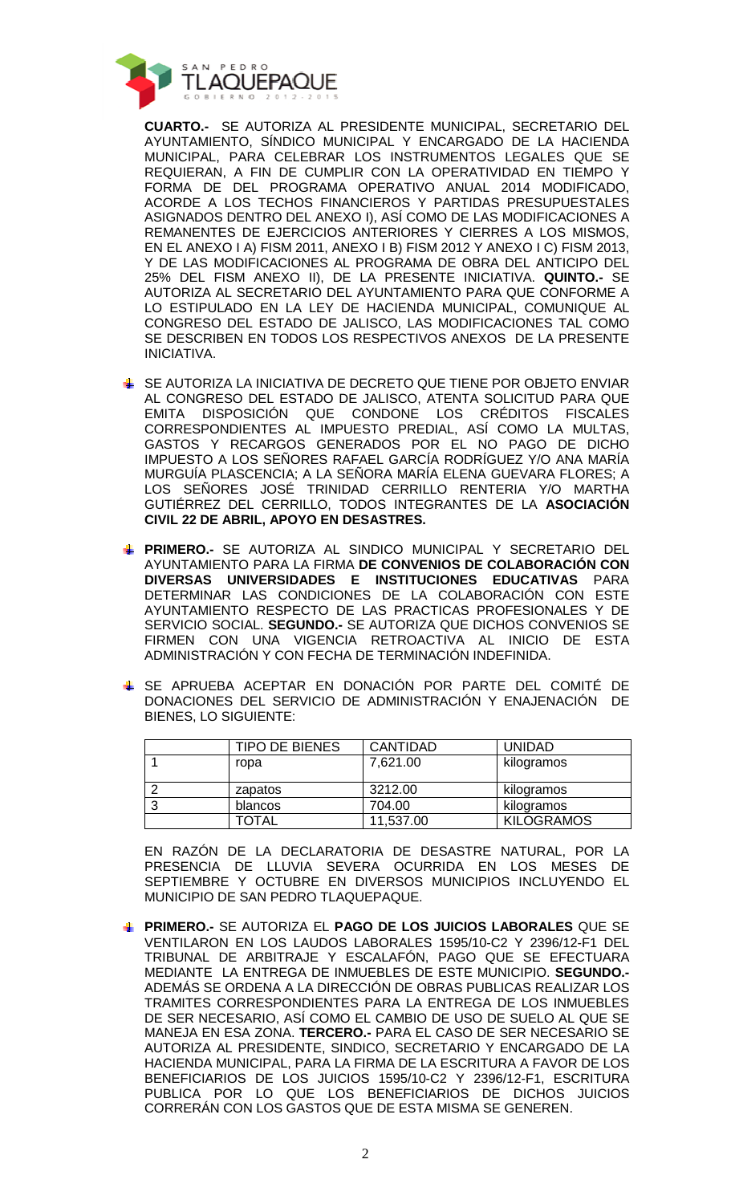**CUARTO.-** SE AUTORIZA AL PRESIDENTE MUNICIPAL, SECRETARIO DEL AYUNTAMIENTO, SÍNDICO MUNICIPAL Y ENCARGADO DE LA HACIENDA MUNICIPAL, PARA CELEBRAR LOS INSTRUMENTOS LEGALES QUE SE REQUIERAN, A FIN DE CUMPLIR CON LA OPERATIVIDAD EN TIEMPO Y FORMA DE DEL PROGRAMA OPERATIVO ANUAL 2014 MODIFICADO, ACORDE A LOS TECHOS FINANCIEROS Y PARTIDAS PRESUPUESTALES ASIGNADOS DENTRO DEL ANEXO I), ASÍ COMO DE LAS MODIFICACIONES A REMANENTES DE EJERCICIOS ANTERIORES Y CIERRES A LOS MISMOS, EN EL ANEXO I A) FISM 2011, ANEXO I B) FISM 2012 Y ANEXO I C) FISM 2013, Y DE LAS MODIFICACIONES AL PROGRAMA DE OBRA DEL ANTICIPO DEL 25% DEL FISM ANEXO II), DE LA PRESENTE INICIATIVA. **QUINTO.-** SE AUTORIZA AL SECRETARIO DEL AYUNTAMIENTO PARA QUE CONFORME A LO ESTIPULADO EN LA LEY DE HACIENDA MUNICIPAL, COMUNIQUE AL CONGRESO DEL ESTADO DE JALISCO, LAS MODIFICACIONES TAL COMO SE DESCRIBEN EN TODOS LOS RESPECTIVOS ANEXOS DE LA PRESENTE INICIATIVA.

- SE AUTORIZA LA INICIATIVA DE DECRETO QUE TIENE POR OBJETO ENVIAR AL CONGRESO DEL ESTADO DE JALISCO, ATENTA SOLICITUD PARA QUE EMITA DISPOSICIÓN QUE CONDONE LOS CRÉDITOS FISCALES CORRESPONDIENTES AL IMPUESTO PREDIAL, ASÍ COMO LA MULTAS, GASTOS Y RECARGOS GENERADOS POR EL NO PAGO DE DICHO IMPUESTO A LOS SEÑORES RAFAEL GARCÍA RODRÍGUEZ Y/O ANA MARÍA MURGUÍA PLASCENCIA; A LA SEÑORA MARÍA ELENA GUEVARA FLORES; A LOS SEÑORES JOSÉ TRINIDAD CERRILLO RENTERIA Y/O MARTHA GUTIÉRREZ DEL CERRILLO, TODOS INTEGRANTES DE LA **ASOCIACIÓN CIVIL 22 DE ABRIL, APOYO EN DESASTRES.**

- **PRIMERO.-** SE AUTORIZA AL SINDICO MUNICIPAL Y SECRETARIO DEL AYUNTAMIENTO PARA LA FIRMA **DE CONVENIOS DE COLABORACIÓN CON DIVERSAS UNIVERSIDADES E INSTITUCIONES EDUCATIVAS** PARA DETERMINAR LAS CONDICIONES DE LA COLABORACIÓN CON ESTE AYUNTAMIENTO RESPECTO DE LAS PRACTICAS PROFESIONALES Y DE SERVICIO SOCIAL. **SEGUNDO.-** SE AUTORIZA QUE DICHOS CONVENIOS SE FIRMEN CON UNA VIGENCIA RETROACTIVA AL INICIO DE ESTA ADMINISTRACIÓN Y CON FECHA DE TERMINACIÓN INDEFINIDA.

- SE APRUEBA ACEPTAR EN DONACIÓN POR PARTE DEL COMITÉ DE DONACIONES DEL SERVICIO DE ADMINISTRACIÓN Y ENAJENACIÓN DE BIENES, LO SIGUIENTE:

| | TIPO DE BIENES | CANTIDAD | UNIDAD |
|---|---|---|---|
| 1 | ropa | 7,621.00 | kilogramos |
| 2 | zapatos | 3212.00 | kilogramos |
| 3 | blancos | 704.00 | kilogramos |
| | TOTAL | 11,537.00 | KILOGRAMOS |

EN RAZÓN DE LA DECLARATORIA DE DESASTRE NATURAL, POR LA PRESENCIA DE LLUVIA SEVERA OCURRIDA EN LOS MESES DE SEPTIEMBRE Y OCTUBRE EN DIVERSOS MUNICIPIOS INCLUYENDO EL MUNICIPIO DE SAN PEDRO TLAQUEPAQUE.

- **PRIMERO.-** SE AUTORIZA EL **PAGO DE LOS JUICIOS LABORALES** QUE SE VENTILARON EN LOS LAUDOS LABORALES 1595/10-C2 Y 2396/12-F1 DEL TRIBUNAL DE ARBITRAJE Y ESCALAFÓN, PAGO QUE SE EFECTUARA MEDIANTE LA ENTREGA DE INMUEBLES DE ESTE MUNICIPIO. **SEGUNDO.-** ADEMÁS SE ORDENA A LA DIRECCIÓN DE OBRAS PUBLICAS REALIZAR LOS TRAMITES CORRESPONDIENTES PARA LA ENTREGA DE LOS INMUEBLES DE SER NECESARIO, ASÍ COMO EL CAMBIO DE USO DE SUELO AL QUE SE MANEJA EN ESA ZONA. **TERCERO.-** PARA EL CASO DE SER NECESARIO SE AUTORIZA AL PRESIDENTE, SINDICO, SECRETARIO Y ENCARGADO DE LA HACIENDA MUNICIPAL, PARA LA FIRMA DE LA ESCRITURA A FAVOR DE LOS BENEFICIARIOS DE LOS JUICIOS 1595/10-C2 Y 2396/12-F1, ESCRITURA PUBLICA POR LO QUE LOS BENEFICIARIOS DE DICHOS JUICIOS CORRERÁN CON LOS GASTOS QUE DE ESTA MISMA SE GENEREN.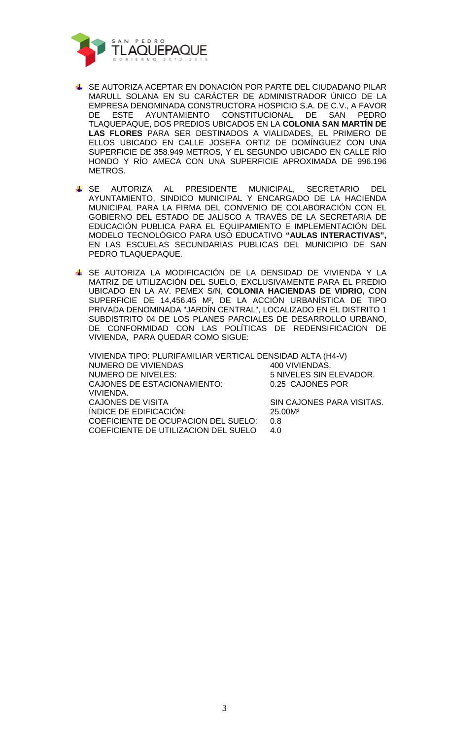- SE AUTORIZA ACEPTAR EN DONACIÓN POR PARTE DEL CIUDADANO PILAR MARULL SOLANA EN SU CARÁCTER DE ADMINISTRADOR ÚNICO DE LA EMPRESA DENOMINADA CONSTRUCTORA HOSPICIO S.A. DE C.V., A FAVOR DE ESTE AYUNTAMIENTO CONSTITUCIONAL DE SAN PEDRO TLAQUEPAQUE, DOS PREDIOS UBICADOS EN LA **COLONIA SAN MARTÍN DE LAS FLORES** PARA SER DESTINADOS A VIALIDADES, EL PRIMERO DE ELLOS UBICADO EN CALLE JOSEFA ORTIZ DE DOMÍNGUEZ CON UNA SUPERFICIE DE 358.949 METROS, Y EL SEGUNDO UBICADO EN CALLE RÍO HONDO Y RÍO AMECA CON UNA SUPERFICIE APROXIMADA DE 996.196 METROS.

- SE AUTORIZA AL PRESIDENTE MUNICIPAL, SECRETARIO DEL AYUNTAMIENTO, SINDICO MUNICIPAL Y ENCARGADO DE LA HACIENDA MUNICIPAL PARA LA FIRMA DEL CONVENIO DE COLABORACIÓN CON EL GOBIERNO DEL ESTADO DE JALISCO A TRAVÉS DE LA SECRETARIA DE EDUCACIÓN PUBLICA PARA EL EQUIPAMIENTO E IMPLEMENTACIÓN DEL MODELO TECNOLÓGICO PARA USO EDUCATIVO **"AULAS INTERACTIVAS",** EN LAS ESCUELAS SECUNDARIAS PUBLICAS DEL MUNICIPIO DE SAN PEDRO TLAQUEPAQUE.

- SE AUTORIZA LA MODIFICACIÓN DE LA DENSIDAD DE VIVIENDA Y LA MATRIZ DE UTILIZACIÓN DEL SUELO, EXCLUSIVAMENTE PARA EL PREDIO UBICADO EN LA AV. PEMEX S/N, **COLONIA HACIENDAS DE VIDRIO,** CON SUPERFICIE DE 14,456.45 M², DE LA ACCIÓN URBANÍSTICA DE TIPO PRIVADA DENOMINADA "JARDÍN CENTRAL", LOCALIZADO EN EL DISTRITO 1 SUBDISTRITO 04 DE LOS PLANES PARCIALES DE DESARROLLO URBANO, DE CONFORMIDAD CON LAS POLÍTICAS DE REDENSIFICACION DE VIVIENDA, PARA QUEDAR COMO SIGUE:

VIVIENDA TIPO: PLURIFAMILIAR VERTICAL DENSIDAD ALTA (H4-V)

| | |
|---|---|
| NUMERO DE VIVIENDAS | 400 VIVIENDAS. |
| NUMERO DE NIVELES: | 5 NIVELES SIN ELEVADOR. |
| CAJONES DE ESTACIONAMIENTO: | 0.25 CAJONES POR VIVIENDA. |
| CAJONES DE VISITA | SIN CAJONES PARA VISITAS. |
| ÍNDICE DE EDIFICACIÓN: | 25.00M² |
| COEFICIENTE DE OCUPACION DEL SUELO: | 0.8 |
| COEFICIENTE DE UTILIZACION DEL SUELO | 4.0 |